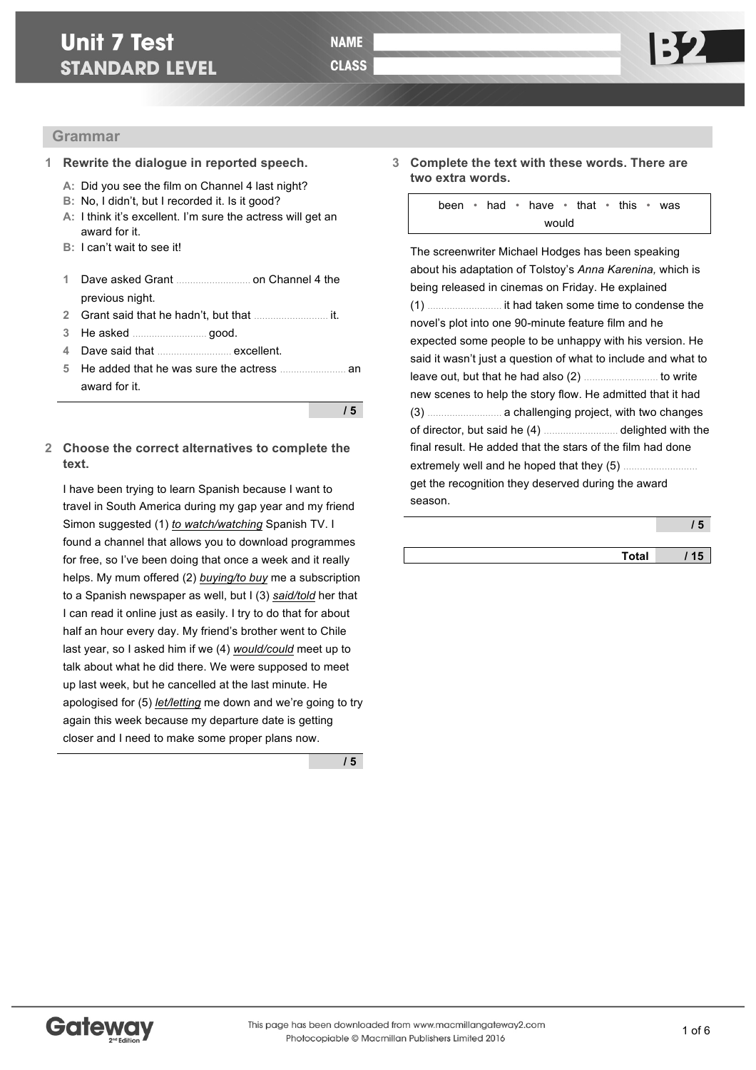# Unit 7 Test
## STANDARD LEVEL

NAME 

CLASS 

B2

## Grammar

**1 Rewrite the dialogue in reported speech.**

**A:** Did you see the film on Channel 4 last night?
**B:** No, I didn't, but I recorded it. Is it good?
**A:** I think it's excellent. I'm sure the actress will get an award for it.
**B:** I can't wait to see it!

1 Dave asked Grant .......................... on Channel 4 the previous night.
2 Grant said that he hadn't, but that .......................... it.
3 He asked .......................... good.
4 Dave said that .......................... excellent.
5 He added that he was sure the actress .......................... an award for it.

/ 5

**2 Choose the correct alternatives to complete the text.**

I have been trying to learn Spanish because I want to travel in South America during my gap year and my friend Simon suggested (1) *to watch/watching* Spanish TV. I found a channel that allows you to download programmes for free, so I've been doing that once a week and it really helps. My mum offered (2) *buying/to buy* me a subscription to a Spanish newspaper as well, but I (3) *said/told* her that I can read it online just as easily. I try to do that for about half an hour every day. My friend's brother went to Chile last year, so I asked him if we (4) *would/could* meet up to talk about what he did there. We were supposed to meet up last week, but he cancelled at the last minute. He apologised for (5) *let/letting* me down and we're going to try again this week because my departure date is getting closer and I need to make some proper plans now.

/ 5

**3 Complete the text with these words. There are two extra words.**

been • had • have • that • this • was • would

The screenwriter Michael Hodges has been speaking about his adaptation of Tolstoy's *Anna Karenina,* which is being released in cinemas on Friday. He explained (1) .......................... it had taken some time to condense the novel's plot into one 90-minute feature film and he expected some people to be unhappy with his version. He said it wasn't just a question of what to include and what to leave out, but that he had also (2) .......................... to write new scenes to help the story flow. He admitted that it had (3) .......................... a challenging project, with two changes of director, but said he (4) .......................... delighted with the final result. He added that the stars of the film had done extremely well and he hoped that they (5) .......................... get the recognition they deserved during the award season.

/ 5

**Total / 15**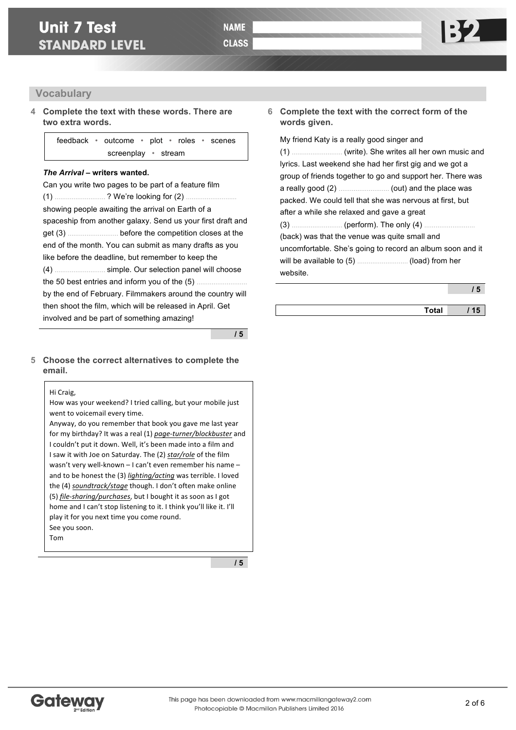# Unit 7 Test
## STANDARD LEVEL

NAME

CLASS

B2

## Vocabulary

**4 Complete the text with these words. There are two extra words.**

| feedback • outcome • plot • roles • scenes • screenplay • stream |
|---|

***The Arrival* – writers wanted.**

Can you write two pages to be part of a feature film (1) .......................... ? We're looking for (2) .......................... showing people awaiting the arrival on Earth of a spaceship from another galaxy. Send us your first draft and get (3) .......................... before the competition closes at the end of the month. You can submit as many drafts as you like before the deadline, but remember to keep the (4) .......................... simple. Our selection panel will choose the 50 best entries and inform you of the (5) .......................... by the end of February. Filmmakers around the country will then shoot the film, which will be released in April. Get involved and be part of something amazing!

/ 5

**5 Choose the correct alternatives to complete the email.**

Hi Craig,

How was your weekend? I tried calling, but your mobile just went to voicemail every time.

Anyway, do you remember that book you gave me last year for my birthday? It was a real (1) *page-turner/blockbuster* and I couldn't put it down. Well, it's been made into a film and I saw it with Joe on Saturday. The (2) *star/role* of the film wasn't very well-known – I can't even remember his name – and to be honest the (3) *lighting/acting* was terrible. I loved the (4) *soundtrack/stage* though. I don't often make online (5) *file-sharing/purchases*, but I bought it as soon as I got home and I can't stop listening to it. I think you'll like it. I'll play it for you next time you come round.

See you soon.

Tom

/ 5

**6 Complete the text with the correct form of the words given.**

My friend Katy is a really good singer and (1) .......................... (write). She writes all her own music and lyrics. Last weekend she had her first gig and we got a group of friends together to go and support her. There was a really good (2) .......................... (out) and the place was packed. We could tell that she was nervous at first, but after a while she relaxed and gave a great (3) .......................... (perform). The only (4) .......................... (back) was that the venue was quite small and uncomfortable. She's going to record an album soon and it will be available to (5) .......................... (load) from her website.

/ 5

**Total** / 15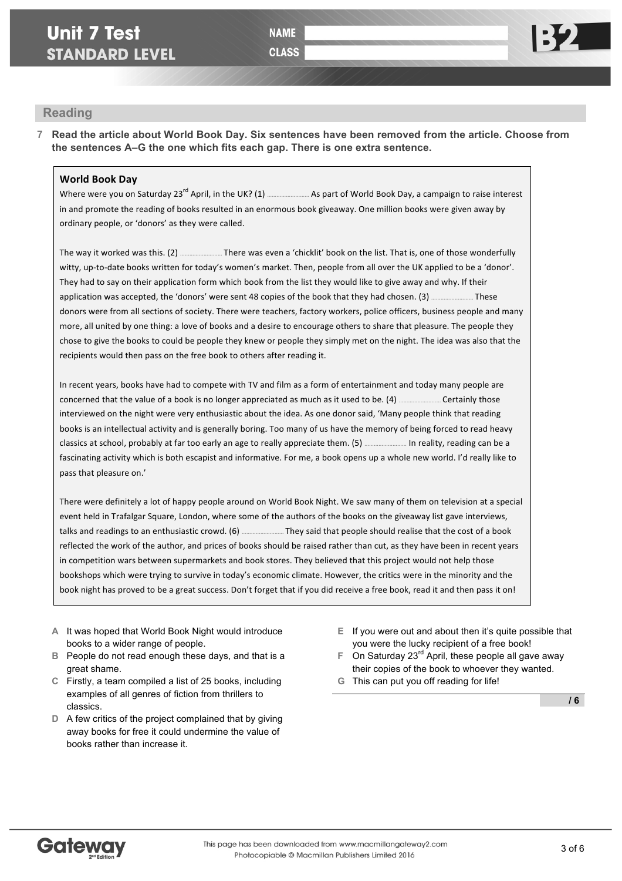# Unit 7 Test
## STANDARD LEVEL

NAME

CLASS

B2

## Reading

**7 Read the article about World Book Day. Six sentences have been removed from the article. Choose from the sentences A–G the one which fits each gap. There is one extra sentence.**

### World Book Day

Where were you on Saturday 23rd April, in the UK? (1) .......... As part of World Book Day, a campaign to raise interest in and promote the reading of books resulted in an enormous book giveaway. One million books were given away by ordinary people, or 'donors' as they were called.

The way it worked was this. (2) .......... There was even a 'chicklit' book on the list. That is, one of those wonderfully witty, up-to-date books written for today's women's market. Then, people from all over the UK applied to be a 'donor'. They had to say on their application form which book from the list they would like to give away and why. If their application was accepted, the 'donors' were sent 48 copies of the book that they had chosen. (3) .......... These donors were from all sections of society. There were teachers, factory workers, police officers, business people and many more, all united by one thing: a love of books and a desire to encourage others to share that pleasure. The people they chose to give the books to could be people they knew or people they simply met on the night. The idea was also that the recipients would then pass on the free book to others after reading it.

In recent years, books have had to compete with TV and film as a form of entertainment and today many people are concerned that the value of a book is no longer appreciated as much as it used to be. (4) .......... Certainly those interviewed on the night were very enthusiastic about the idea. As one donor said, 'Many people think that reading books is an intellectual activity and is generally boring. Too many of us have the memory of being forced to read heavy classics at school, probably at far too early an age to really appreciate them. (5) .......... In reality, reading can be a fascinating activity which is both escapist and informative. For me, a book opens up a whole new world. I'd really like to pass that pleasure on.'

There were definitely a lot of happy people around on World Book Night. We saw many of them on television at a special event held in Trafalgar Square, London, where some of the authors of the books on the giveaway list gave interviews, talks and readings to an enthusiastic crowd. (6) .......... They said that people should realise that the cost of a book reflected the work of the author, and prices of books should be raised rather than cut, as they have been in recent years in competition wars between supermarkets and book stores. They believed that this project would not help those bookshops which were trying to survive in today's economic climate. However, the critics were in the minority and the book night has proved to be a great success. Don't forget that if you did receive a free book, read it and then pass it on!

**A** It was hoped that World Book Night would introduce books to a wider range of people.

**B** People do not read enough these days, and that is a great shame.

**C** Firstly, a team compiled a list of 25 books, including examples of all genres of fiction from thrillers to classics.

**D** A few critics of the project complained that by giving away books for free it could undermine the value of books rather than increase it.

**E** If you were out and about then it's quite possible that you were the lucky recipient of a free book!

**F** On Saturday 23rd April, these people all gave away their copies of the book to whoever they wanted.

**G** This can put you off reading for life!

/ 6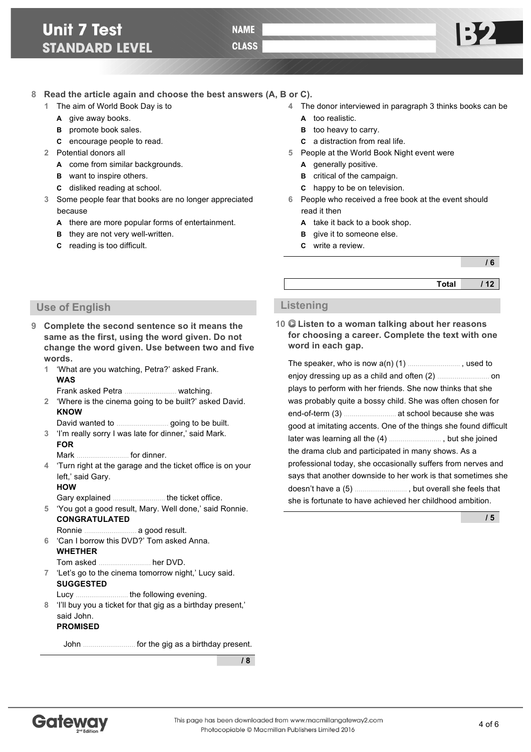# Unit 7 Test
## STANDARD LEVEL

NAME

CLASS

**8 Read the article again and choose the best answers (A, B or C).**

1 The aim of World Book Day is to
   - **A** give away books.
   - **B** promote book sales.
   - **C** encourage people to read.

2 Potential donors all
   - **A** come from similar backgrounds.
   - **B** want to inspire others.
   - **C** disliked reading at school.

3 Some people fear that books are no longer appreciated because
   - **A** there are more popular forms of entertainment.
   - **B** they are not very well-written.
   - **C** reading is too difficult.

4 The donor interviewed in paragraph 3 thinks books can be
   - **A** too realistic.
   - **B** too heavy to carry.
   - **C** a distraction from real life.

5 People at the World Book Night event were
   - **A** generally positive.
   - **B** critical of the campaign.
   - **C** happy to be on television.

6 People who received a free book at the event should read it then
   - **A** take it back to a book shop.
   - **B** give it to someone else.
   - **C** write a review.

**/ 6**

**Total / 12**

## Use of English

**9 Complete the second sentence so it means the same as the first, using the word given. Do not change the word given. Use between two and five words.**

1 'What are you watching, Petra?' asked Frank.
   **WAS**
   Frank asked Petra .......................... watching.

2 'Where is the cinema going to be built?' asked David.
   **KNOW**
   David wanted to .......................... going to be built.

3 'I'm really sorry I was late for dinner,' said Mark.
   **FOR**
   Mark .......................... for dinner.

4 'Turn right at the garage and the ticket office is on your left,' said Gary.
   **HOW**
   Gary explained .......................... the ticket office.

5 'You got a good result, Mary. Well done,' said Ronnie.
   **CONGRATULATED**
   Ronnie .......................... a good result.

6 'Can I borrow this DVD?' Tom asked Anna.
   **WHETHER**
   Tom asked .......................... her DVD.

7 'Let's go to the cinema tomorrow night,' Lucy said.
   **SUGGESTED**
   Lucy .......................... the following evening.

8 'I'll buy you a ticket for that gig as a birthday present,' said John.
   **PROMISED**
   John .......................... for the gig as a birthday present.

**/ 8**

## Listening

**10 Listen to a woman talking about her reasons for choosing a career. Complete the text with one word in each gap.**

The speaker, who is now a(n) (1) .......................... , used to enjoy dressing up as a child and often (2) .......................... on plays to perform with her friends. She now thinks that she was probably quite a bossy child. She was often chosen for end-of-term (3) .......................... at school because she was good at imitating accents. One of the things she found difficult later was learning all the (4) .......................... , but she joined the drama club and participated in many shows. As a professional today, she occasionally suffers from nerves and says that another downside to her work is that sometimes she doesn't have a (5) .......................... , but overall she feels that she is fortunate to have achieved her childhood ambition.

**/ 5**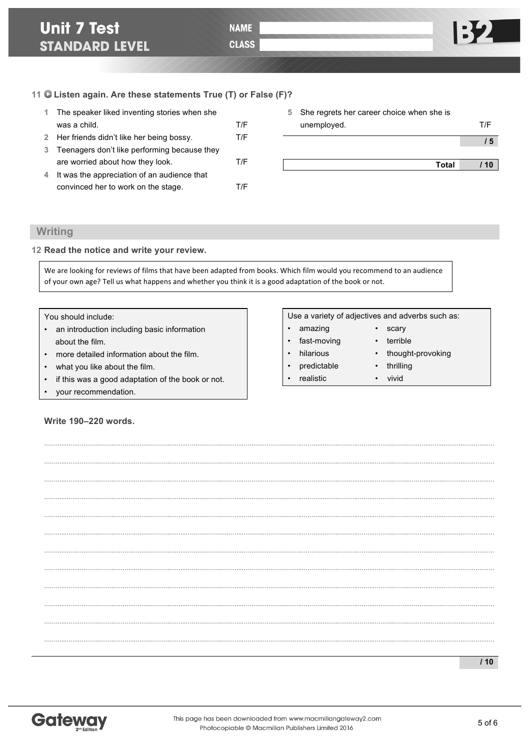# Unit 7 Test
## STANDARD LEVEL

NAME

CLASS

B2

**11 Listen again. Are these statements True (T) or False (F)?**

1. The speaker liked inventing stories when she was a child. T/F
2. Her friends didn't like her being bossy. T/F
3. Teenagers don't like performing because they are worried about how they look. T/F
4. It was the appreciation of an audience that convinced her to work on the stage. T/F
5. She regrets her career choice when she is unemployed. T/F

/ 5

| Total | / 10 |
|---|---|

## Writing

**12 Read the notice and write your review.**

We are looking for reviews of films that have been adapted from books. Which film would you recommend to an audience of your own age? Tell us what happens and whether you think it is a good adaptation of the book or not.

You should include:

- an introduction including basic information about the film.
- more detailed information about the film.
- what you like about the film.
- if this was a good adaptation of the book or not.
- your recommendation.

Use a variety of adjectives and adverbs such as:

- amazing
- fast-moving
- hilarious
- predictable
- realistic
- scary
- terrible
- thought-provoking
- thrilling
- vivid

**Write 190–220 words.**

/ 10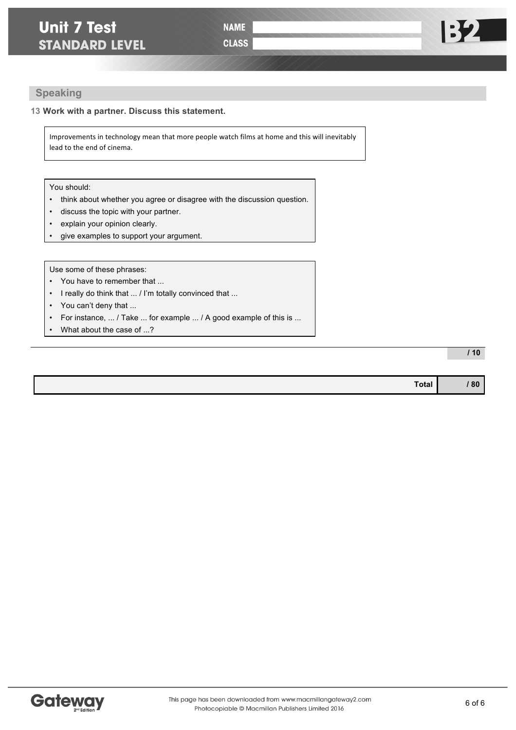# Unit 7 Test
## STANDARD LEVEL

NAME

CLASS

B2

## Speaking

**13 Work with a partner. Discuss this statement.**

Improvements in technology mean that more people watch films at home and this will inevitably lead to the end of cinema.

You should:

- think about whether you agree or disagree with the discussion question.
- discuss the topic with your partner.
- explain your opinion clearly.
- give examples to support your argument.

Use some of these phrases:

- You have to remember that ...
- I really do think that ... / I'm totally convinced that ...
- You can't deny that ...
- For instance, ... / Take ... for example ... / A good example of this is ...
- What about the case of ...?

**/ 10**

**Total** **/ 80**

This page has been downloaded from www.macmillangateway2.com
Photocopiable © Macmillan Publishers Limited 2016